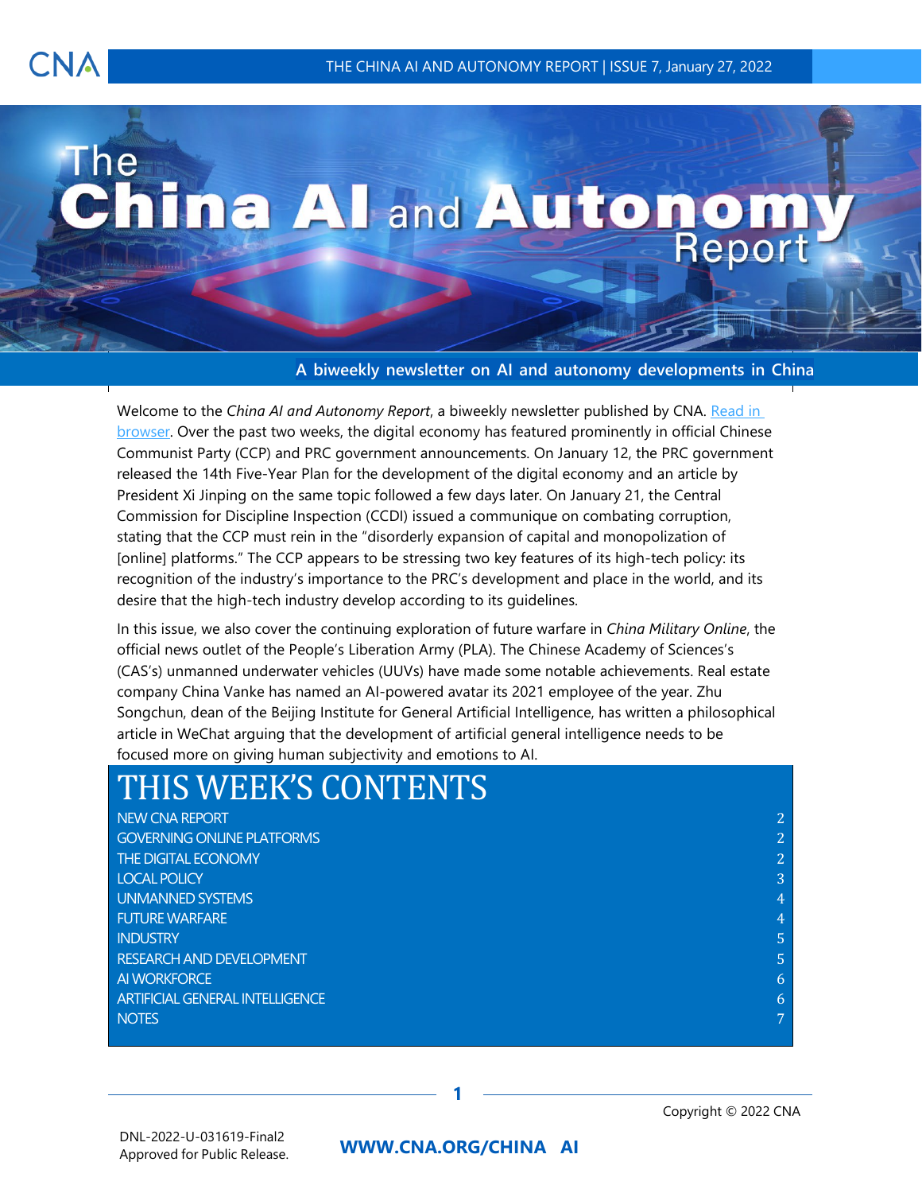# The China AI and Autonomy Report

**A biweekly newsletter on AI and autonomy developments in China**

Welcome to the *China AI and Autonomy Report*, a biweekly newsletter published by CNA. Read in browser. Over the past two weeks, the digital economy has featured prominently in official Chinese Communist Party (CCP) and PRC government announcements. On January 12, the PRC government released the 14th Five-Year Plan for the development of the digital economy and an article by President Xi Jinping on the same topic followed a few days later. On January 21, the Central Commission for Discipline Inspection (CCDI) issued a communique on combating corruption, stating that the CCP must rein in the "disorderly expansion of capital and monopolization of [online] platforms." The CCP appears to be stressing two key features of its high-tech policy: its recognition of the industry's importance to the PRC's development and place in the world, and its desire that the high-tech industry develop according to its guidelines.

In this issue, we also cover the continuing exploration of future warfare in *China Military Online*, the official news outlet of the People's Liberation Army (PLA). The Chinese Academy of Sciences's (CAS's) unmanned underwater vehicles (UUVs) have made some notable achievements. Real estate company China Vanke has named an AI-powered avatar its 2021 employee of the year. Zhu Songchun, dean of the Beijing Institute for General Artificial Intelligence, has written a philosophical article in WeChat arguing that the development of artificial general intelligence needs to be focused more on giving human subjectivity and emotions to AI.

## THIS WEEK'S CONTENTS

| | |
|---|---|
| NEW CNA REPORT | 2 |
| GOVERNING ONLINE PLATFORMS | 2 |
| THE DIGITAL ECONOMY | 2 |
| LOCAL POLICY | 3 |
| UNMANNED SYSTEMS | 4 |
| FUTURE WARFARE | 4 |
| INDUSTRY | 5 |
| RESEARCH AND DEVELOPMENT | 5 |
| AI WORKFORCE | 6 |
| ARTIFICIAL GENERAL INTELLIGENCE | 6 |
| NOTES | 7 |

Copyright © 2022 CNA

DNL-2022-U-031619-Final2
Approved for Public Release.

WWW.CNA.ORG/CHINA AI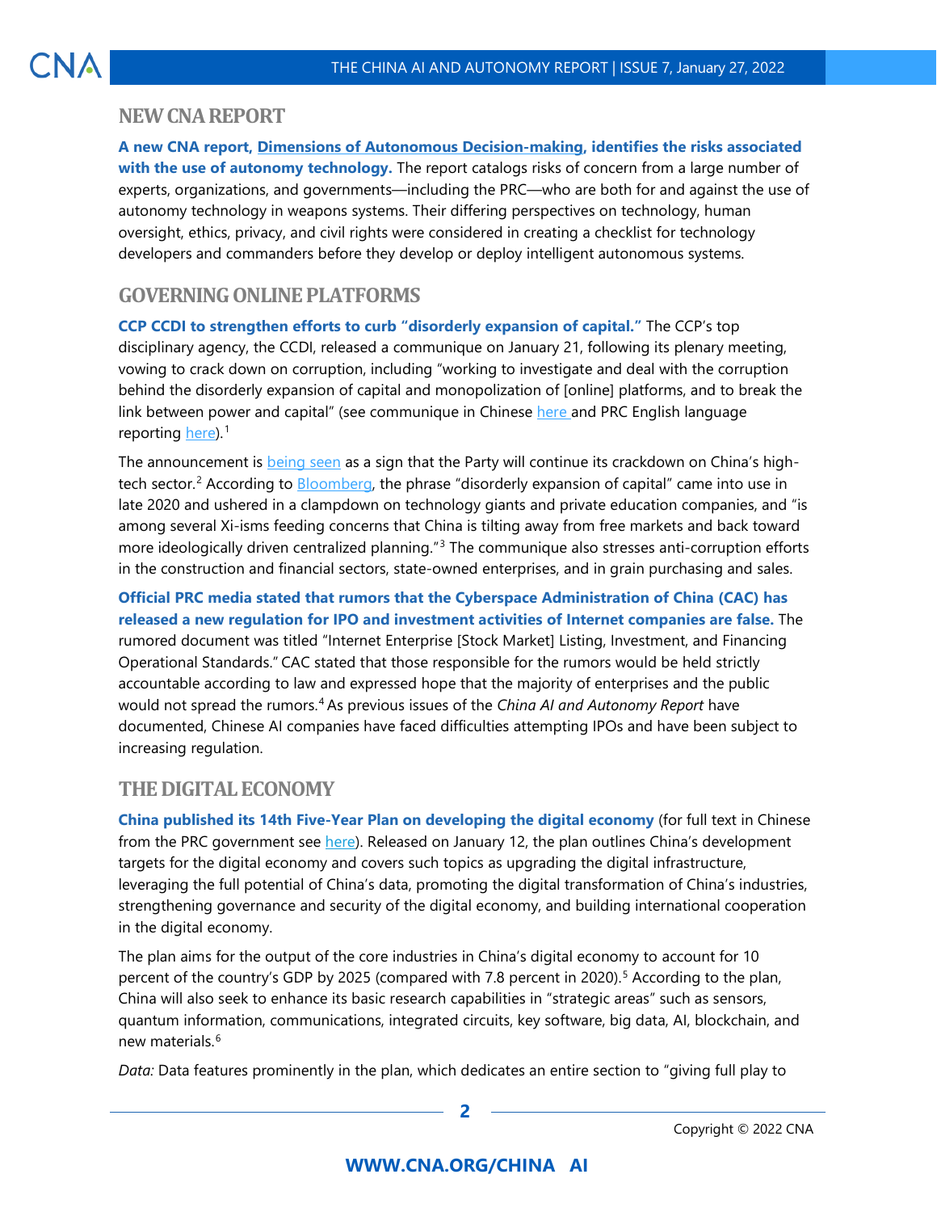## NEW CNA REPORT

**A new CNA report, Dimensions of Autonomous Decision-making, identifies the risks associated with the use of autonomy technology.** The report catalogs risks of concern from a large number of experts, organizations, and governments—including the PRC—who are both for and against the use of autonomy technology in weapons systems. Their differing perspectives on technology, human oversight, ethics, privacy, and civil rights were considered in creating a checklist for technology developers and commanders before they develop or deploy intelligent autonomous systems.

## GOVERNING ONLINE PLATFORMS

**CCP CCDI to strengthen efforts to curb "disorderly expansion of capital."** The CCP's top disciplinary agency, the CCDI, released a communique on January 21, following its plenary meeting, vowing to crack down on corruption, including "working to investigate and deal with the corruption behind the disorderly expansion of capital and monopolization of [online] platforms, and to break the link between power and capital" (see communique in Chinese here and PRC English language reporting here).[1]

The announcement is being seen as a sign that the Party will continue its crackdown on China's high-tech sector.[2] According to Bloomberg, the phrase "disorderly expansion of capital" came into use in late 2020 and ushered in a clampdown on technology giants and private education companies, and "is among several Xi-isms feeding concerns that China is tilting away from free markets and back toward more ideologically driven centralized planning."[3] The communique also stresses anti-corruption efforts in the construction and financial sectors, state-owned enterprises, and in grain purchasing and sales.

**Official PRC media stated that rumors that the Cyberspace Administration of China (CAC) has released a new regulation for IPO and investment activities of Internet companies are false.** The rumored document was titled "Internet Enterprise [Stock Market] Listing, Investment, and Financing Operational Standards." CAC stated that those responsible for the rumors would be held strictly accountable according to law and expressed hope that the majority of enterprises and the public would not spread the rumors.[4] As previous issues of the *China AI and Autonomy Report* have documented, Chinese AI companies have faced difficulties attempting IPOs and have been subject to increasing regulation.

## THE DIGITAL ECONOMY

**China published its 14th Five-Year Plan on developing the digital economy** (for full text in Chinese from the PRC government see here). Released on January 12, the plan outlines China's development targets for the digital economy and covers such topics as upgrading the digital infrastructure, leveraging the full potential of China's data, promoting the digital transformation of China's industries, strengthening governance and security of the digital economy, and building international cooperation in the digital economy.

The plan aims for the output of the core industries in China's digital economy to account for 10 percent of the country's GDP by 2025 (compared with 7.8 percent in 2020).[5] According to the plan, China will also seek to enhance its basic research capabilities in "strategic areas" such as sensors, quantum information, communications, integrated circuits, key software, big data, AI, blockchain, and new materials.[6]

*Data:* Data features prominently in the plan, which dedicates an entire section to "giving full play to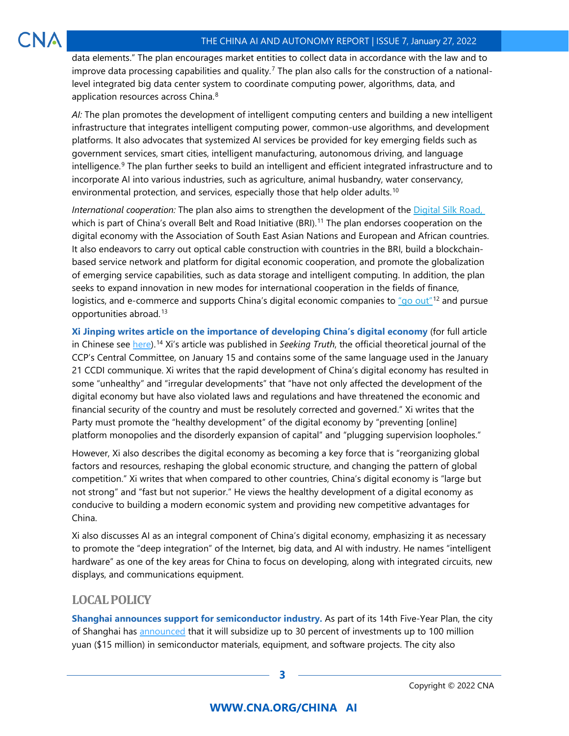data elements." The plan encourages market entities to collect data in accordance with the law and to improve data processing capabilities and quality.[7] The plan also calls for the construction of a national-level integrated big data center system to coordinate computing power, algorithms, data, and application resources across China.[8]

*AI:* The plan promotes the development of intelligent computing centers and building a new intelligent infrastructure that integrates intelligent computing power, common-use algorithms, and development platforms. It also advocates that systemized AI services be provided for key emerging fields such as government services, smart cities, intelligent manufacturing, autonomous driving, and language intelligence.[9] The plan further seeks to build an intelligent and efficient integrated infrastructure and to incorporate AI into various industries, such as agriculture, animal husbandry, water conservancy, environmental protection, and services, especially those that help older adults.[10]

*International cooperation:* The plan also aims to strengthen the development of the Digital Silk Road, which is part of China's overall Belt and Road Initiative (BRI).[11] The plan endorses cooperation on the digital economy with the Association of South East Asian Nations and European and African countries. It also endeavors to carry out optical cable construction with countries in the BRI, build a blockchain-based service network and platform for digital economic cooperation, and promote the globalization of emerging service capabilities, such as data storage and intelligent computing. In addition, the plan seeks to expand innovation in new modes for international cooperation in the fields of finance, logistics, and e-commerce and supports China's digital economic companies to "go out"[12] and pursue opportunities abroad.[13]

**Xi Jinping writes article on the importance of developing China's digital economy** (for full article in Chinese see here).[14] Xi's article was published in *Seeking Truth*, the official theoretical journal of the CCP's Central Committee, on January 15 and contains some of the same language used in the January 21 CCDI communique. Xi writes that the rapid development of China's digital economy has resulted in some "unhealthy" and "irregular developments" that "have not only affected the development of the digital economy but have also violated laws and regulations and have threatened the economic and financial security of the country and must be resolutely corrected and governed." Xi writes that the Party must promote the "healthy development" of the digital economy by "preventing [online] platform monopolies and the disorderly expansion of capital" and "plugging supervision loopholes."

However, Xi also describes the digital economy as becoming a key force that is "reorganizing global factors and resources, reshaping the global economic structure, and changing the pattern of global competition." Xi writes that when compared to other countries, China's digital economy is "large but not strong" and "fast but not superior." He views the healthy development of a digital economy as conducive to building a modern economic system and providing new competitive advantages for China.

Xi also discusses AI as an integral component of China's digital economy, emphasizing it as necessary to promote the "deep integration" of the Internet, big data, and AI with industry. He names "intelligent hardware" as one of the key areas for China to focus on developing, along with integrated circuits, new displays, and communications equipment.

## LOCAL POLICY

**Shanghai announces support for semiconductor industry.** As part of its 14th Five-Year Plan, the city of Shanghai has announced that it will subsidize up to 30 percent of investments up to 100 million yuan ($15 million) in semiconductor materials, equipment, and software projects. The city also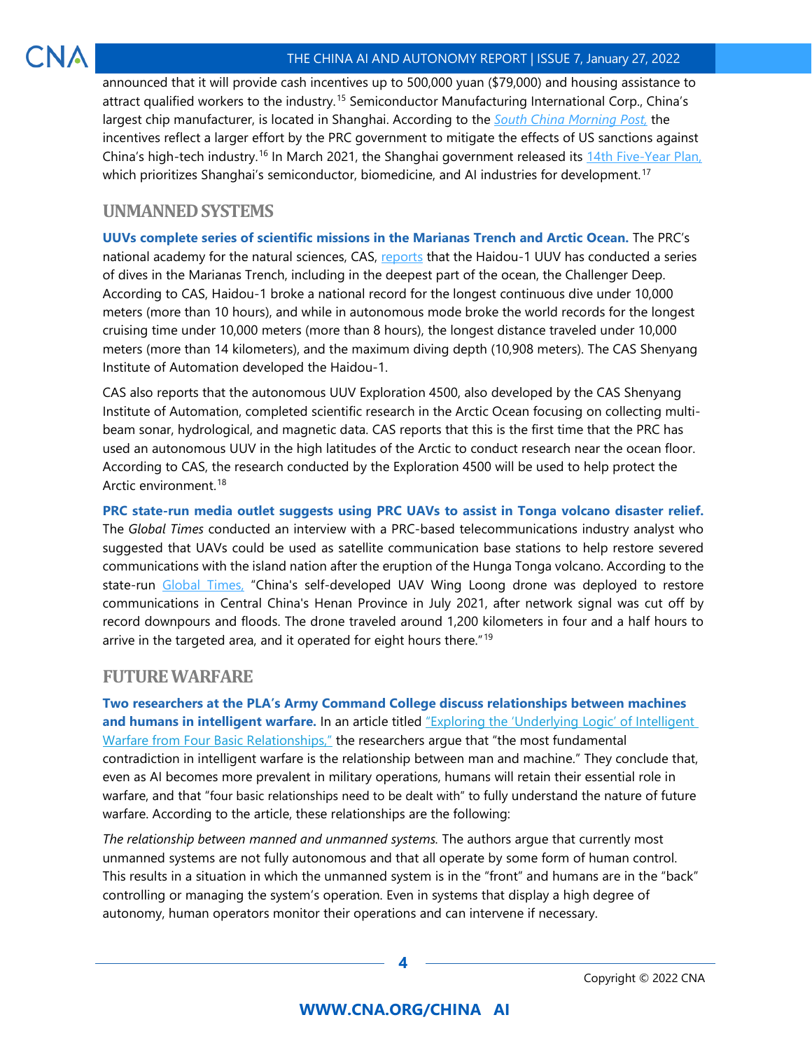announced that it will provide cash incentives up to 500,000 yuan ($79,000) and housing assistance to attract qualified workers to the industry.[15] Semiconductor Manufacturing International Corp., China's largest chip manufacturer, is located in Shanghai. According to the *South China Morning Post,* the incentives reflect a larger effort by the PRC government to mitigate the effects of US sanctions against China's high-tech industry.[16] In March 2021, the Shanghai government released its 14th Five-Year Plan, which prioritizes Shanghai's semiconductor, biomedicine, and AI industries for development.[17]

## UNMANNED SYSTEMS

**UUVs complete series of scientific missions in the Marianas Trench and Arctic Ocean.** The PRC's national academy for the natural sciences, CAS, reports that the Haidou-1 UUV has conducted a series of dives in the Marianas Trench, including in the deepest part of the ocean, the Challenger Deep. According to CAS, Haidou-1 broke a national record for the longest continuous dive under 10,000 meters (more than 10 hours), and while in autonomous mode broke the world records for the longest cruising time under 10,000 meters (more than 8 hours), the longest distance traveled under 10,000 meters (more than 14 kilometers), and the maximum diving depth (10,908 meters). The CAS Shenyang Institute of Automation developed the Haidou-1.

CAS also reports that the autonomous UUV Exploration 4500, also developed by the CAS Shenyang Institute of Automation, completed scientific research in the Arctic Ocean focusing on collecting multi-beam sonar, hydrological, and magnetic data. CAS reports that this is the first time that the PRC has used an autonomous UUV in the high latitudes of the Arctic to conduct research near the ocean floor. According to CAS, the research conducted by the Exploration 4500 will be used to help protect the Arctic environment.[18]

**PRC state-run media outlet suggests using PRC UAVs to assist in Tonga volcano disaster relief.** The *Global Times* conducted an interview with a PRC-based telecommunications industry analyst who suggested that UAVs could be used as satellite communication base stations to help restore severed communications with the island nation after the eruption of the Hunga Tonga volcano. According to the state-run Global Times, "China's self-developed UAV Wing Loong drone was deployed to restore communications in Central China's Henan Province in July 2021, after network signal was cut off by record downpours and floods. The drone traveled around 1,200 kilometers in four and a half hours to arrive in the targeted area, and it operated for eight hours there."[19]

## FUTURE WARFARE

**Two researchers at the PLA's Army Command College discuss relationships between machines and humans in intelligent warfare.** In an article titled "Exploring the 'Underlying Logic' of Intelligent Warfare from Four Basic Relationships," the researchers argue that "the most fundamental contradiction in intelligent warfare is the relationship between man and machine." They conclude that, even as AI becomes more prevalent in military operations, humans will retain their essential role in warfare, and that "four basic relationships need to be dealt with" to fully understand the nature of future warfare. According to the article, these relationships are the following:

*The relationship between manned and unmanned systems.* The authors argue that currently most unmanned systems are not fully autonomous and that all operate by some form of human control. This results in a situation in which the unmanned system is in the "front" and humans are in the "back" controlling or managing the system's operation. Even in systems that display a high degree of autonomy, human operators monitor their operations and can intervene if necessary.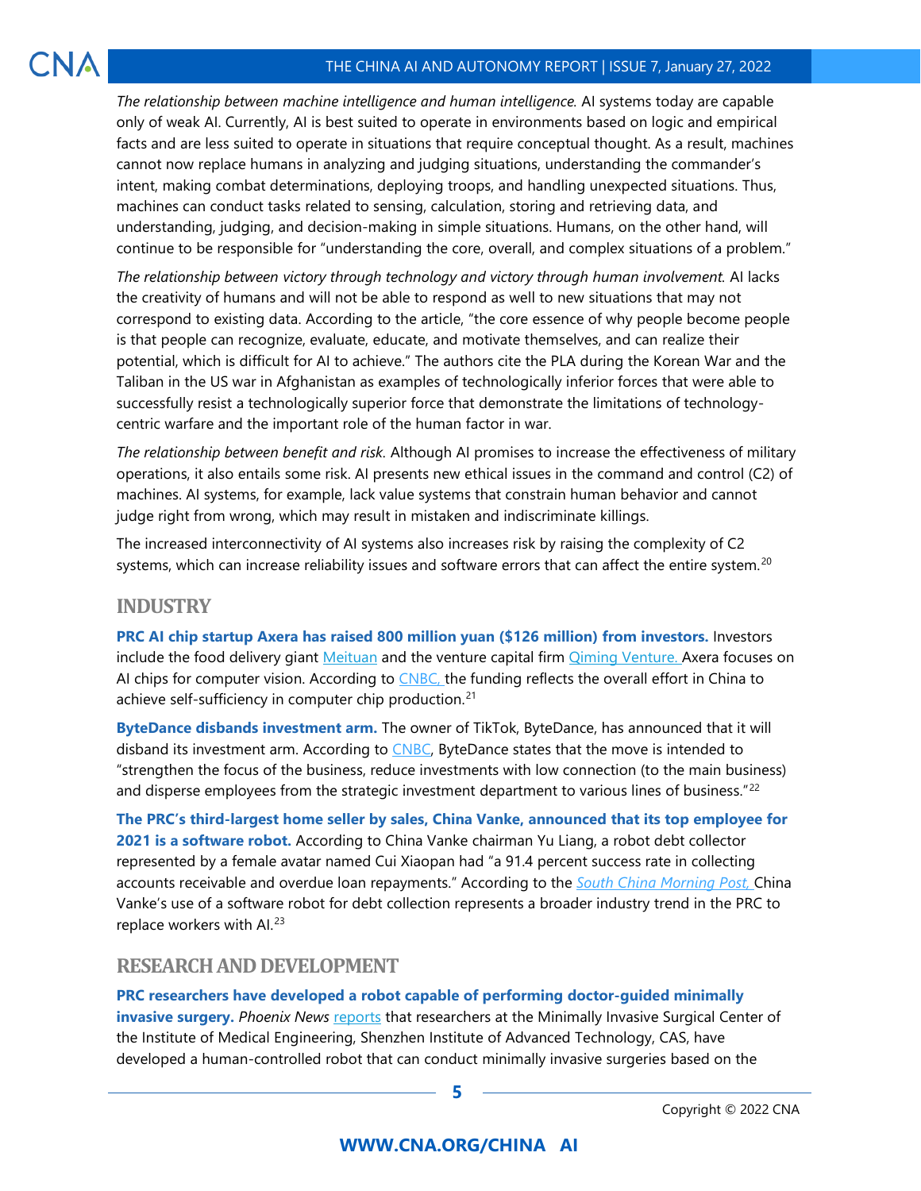*The relationship between machine intelligence and human intelligence.* AI systems today are capable only of weak AI. Currently, AI is best suited to operate in environments based on logic and empirical facts and are less suited to operate in situations that require conceptual thought. As a result, machines cannot now replace humans in analyzing and judging situations, understanding the commander's intent, making combat determinations, deploying troops, and handling unexpected situations. Thus, machines can conduct tasks related to sensing, calculation, storing and retrieving data, and understanding, judging, and decision-making in simple situations. Humans, on the other hand, will continue to be responsible for "understanding the core, overall, and complex situations of a problem."

*The relationship between victory through technology and victory through human involvement.* AI lacks the creativity of humans and will not be able to respond as well to new situations that may not correspond to existing data. According to the article, "the core essence of why people become people is that people can recognize, evaluate, educate, and motivate themselves, and can realize their potential, which is difficult for AI to achieve." The authors cite the PLA during the Korean War and the Taliban in the US war in Afghanistan as examples of technologically inferior forces that were able to successfully resist a technologically superior force that demonstrate the limitations of technology-centric warfare and the important role of the human factor in war.

*The relationship between benefit and risk.* Although AI promises to increase the effectiveness of military operations, it also entails some risk. AI presents new ethical issues in the command and control (C2) of machines. AI systems, for example, lack value systems that constrain human behavior and cannot judge right from wrong, which may result in mistaken and indiscriminate killings.

The increased interconnectivity of AI systems also increases risk by raising the complexity of C2 systems, which can increase reliability issues and software errors that can affect the entire system.[20]

## INDUSTRY

**PRC AI chip startup Axera has raised 800 million yuan ($126 million) from investors.** Investors include the food delivery giant Meituan and the venture capital firm Qiming Venture. Axera focuses on AI chips for computer vision. According to CNBC, the funding reflects the overall effort in China to achieve self-sufficiency in computer chip production.[21]

**ByteDance disbands investment arm.** The owner of TikTok, ByteDance, has announced that it will disband its investment arm. According to CNBC, ByteDance states that the move is intended to "strengthen the focus of the business, reduce investments with low connection (to the main business) and disperse employees from the strategic investment department to various lines of business."[22]

**The PRC's third-largest home seller by sales, China Vanke, announced that its top employee for 2021 is a software robot.** According to China Vanke chairman Yu Liang, a robot debt collector represented by a female avatar named Cui Xiaopan had "a 91.4 percent success rate in collecting accounts receivable and overdue loan repayments." According to the *South China Morning Post,* China Vanke's use of a software robot for debt collection represents a broader industry trend in the PRC to replace workers with AI.[23]

## RESEARCH AND DEVELOPMENT

**PRC researchers have developed a robot capable of performing doctor-guided minimally invasive surgery.** *Phoenix News* reports that researchers at the Minimally Invasive Surgical Center of the Institute of Medical Engineering, Shenzhen Institute of Advanced Technology, CAS, have developed a human-controlled robot that can conduct minimally invasive surgeries based on the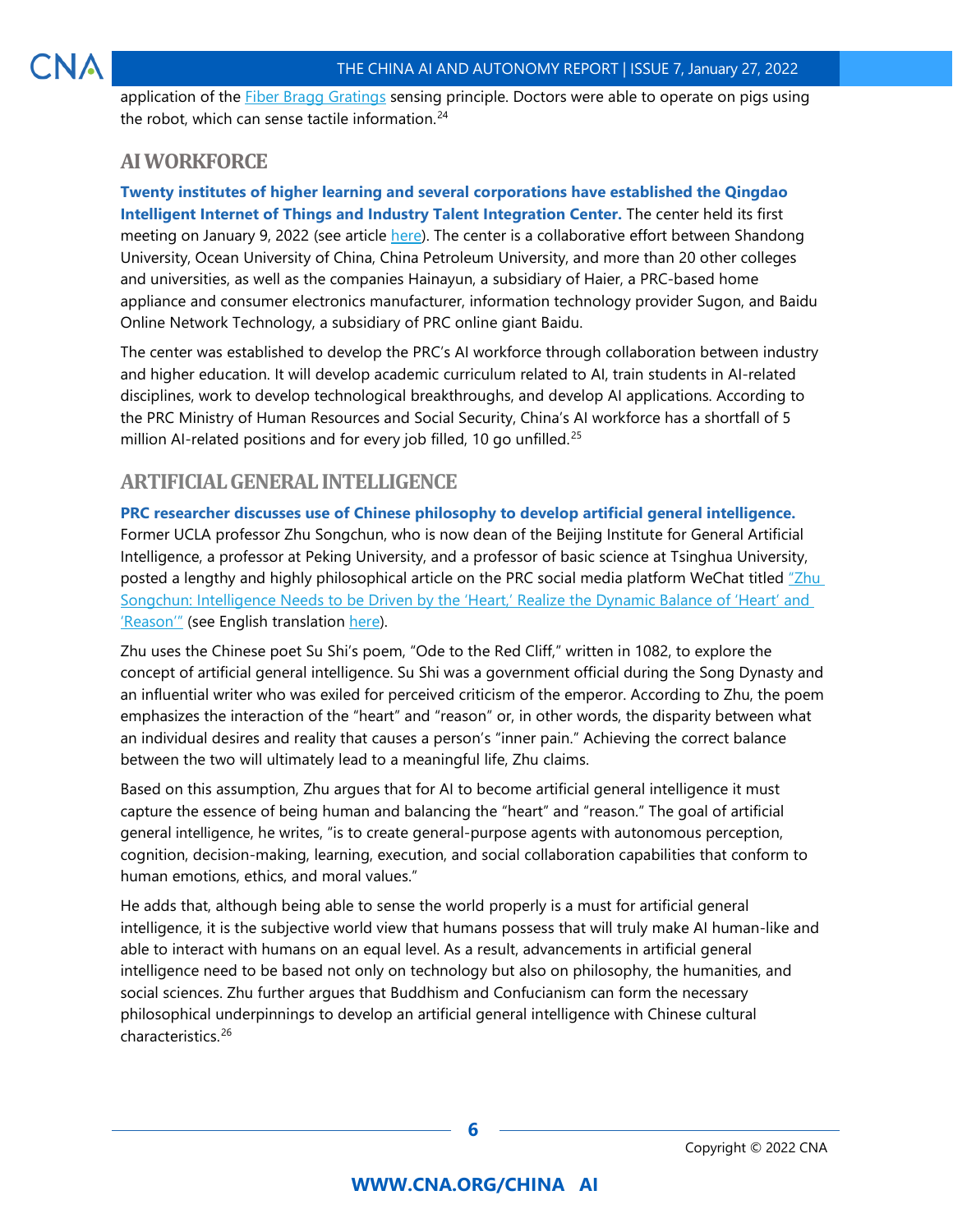application of the Fiber Bragg Gratings sensing principle. Doctors were able to operate on pigs using the robot, which can sense tactile information.[24]

## AI WORKFORCE

**Twenty institutes of higher learning and several corporations have established the Qingdao Intelligent Internet of Things and Industry Talent Integration Center.** The center held its first meeting on January 9, 2022 (see article here). The center is a collaborative effort between Shandong University, Ocean University of China, China Petroleum University, and more than 20 other colleges and universities, as well as the companies Hainayun, a subsidiary of Haier, a PRC-based home appliance and consumer electronics manufacturer, information technology provider Sugon, and Baidu Online Network Technology, a subsidiary of PRC online giant Baidu.

The center was established to develop the PRC's AI workforce through collaboration between industry and higher education. It will develop academic curriculum related to AI, train students in AI-related disciplines, work to develop technological breakthroughs, and develop AI applications. According to the PRC Ministry of Human Resources and Social Security, China's AI workforce has a shortfall of 5 million AI-related positions and for every job filled, 10 go unfilled.[25]

## ARTIFICIAL GENERAL INTELLIGENCE

**PRC researcher discusses use of Chinese philosophy to develop artificial general intelligence.** Former UCLA professor Zhu Songchun, who is now dean of the Beijing Institute for General Artificial Intelligence, a professor at Peking University, and a professor of basic science at Tsinghua University, posted a lengthy and highly philosophical article on the PRC social media platform WeChat titled "Zhu Songchun: Intelligence Needs to be Driven by the 'Heart,' Realize the Dynamic Balance of 'Heart' and 'Reason'" (see English translation here).

Zhu uses the Chinese poet Su Shi's poem, "Ode to the Red Cliff," written in 1082, to explore the concept of artificial general intelligence. Su Shi was a government official during the Song Dynasty and an influential writer who was exiled for perceived criticism of the emperor. According to Zhu, the poem emphasizes the interaction of the "heart" and "reason" or, in other words, the disparity between what an individual desires and reality that causes a person's "inner pain." Achieving the correct balance between the two will ultimately lead to a meaningful life, Zhu claims.

Based on this assumption, Zhu argues that for AI to become artificial general intelligence it must capture the essence of being human and balancing the "heart" and "reason." The goal of artificial general intelligence, he writes, "is to create general-purpose agents with autonomous perception, cognition, decision-making, learning, execution, and social collaboration capabilities that conform to human emotions, ethics, and moral values."

He adds that, although being able to sense the world properly is a must for artificial general intelligence, it is the subjective world view that humans possess that will truly make AI human-like and able to interact with humans on an equal level. As a result, advancements in artificial general intelligence need to be based not only on technology but also on philosophy, the humanities, and social sciences. Zhu further argues that Buddhism and Confucianism can form the necessary philosophical underpinnings to develop an artificial general intelligence with Chinese cultural characteristics.[26]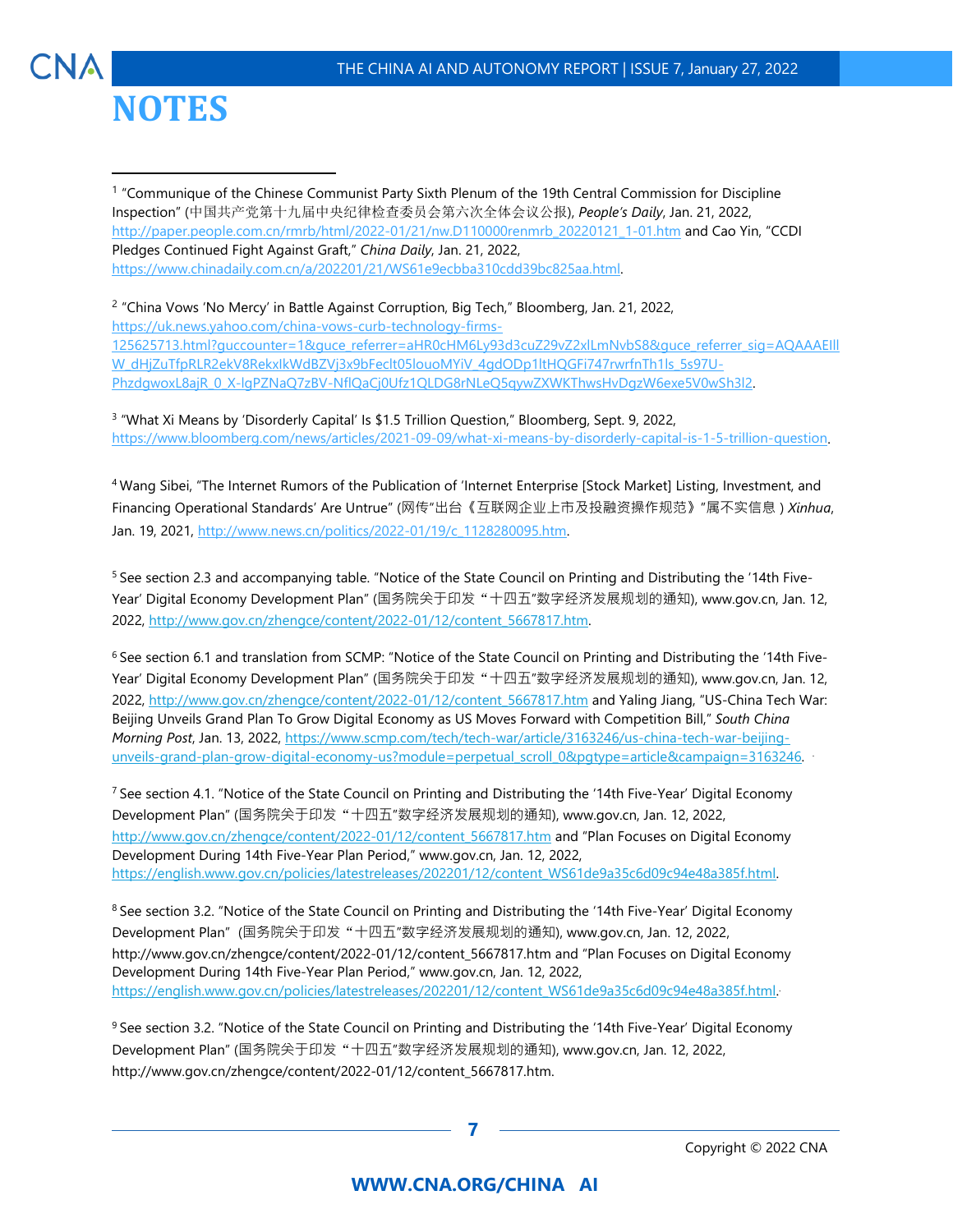# NOTES

[1] "Communique of the Chinese Communist Party Sixth Plenum of the 19th Central Commission for Discipline Inspection" (中国共产党第十九届中央纪律检查委员会第六次全体会议公报), *People's Daily*, Jan. 21, 2022, http://paper.people.com.cn/rmrb/html/2022-01/21/nw.D110000renmrb_20220121_1-01.htm and Cao Yin, "CCDI Pledges Continued Fight Against Graft," *China Daily*, Jan. 21, 2022, https://www.chinadaily.com.cn/a/202201/21/WS61e9ecbba310cdd39bc825aa.html.

[2] "China Vows 'No Mercy' in Battle Against Corruption, Big Tech," Bloomberg, Jan. 21, 2022, https://uk.news.yahoo.com/china-vows-curb-technology-firms-125625713.html?guccounter=1&guce_referrer=aHR0cHM6Ly93d3cuZ29vZ2xlLmNvbS8&guce_referrer_sig=AQAAAElll W_dHjZuTfpRLR2ekV8RekxIkWdBZVj3x9bFecIt05louoMYiV_4gdODp1ltHQGFi747rwrfnTh1ls_5s97U-PhzdgwoxL8ajR_0_X-lgPZNaQ7zBV-NflQaCj0Ufz1QLDG8rNLeQ5qywZXWKThwsHvDgzW6exe5V0wSh3l2.

[3] "What Xi Means by 'Disorderly Capital' Is $1.5 Trillion Question," Bloomberg, Sept. 9, 2022, https://www.bloomberg.com/news/articles/2021-09-09/what-xi-means-by-disorderly-capital-is-1-5-trillion-question.

[4] Wang Sibei, "The Internet Rumors of the Publication of 'Internet Enterprise [Stock Market] Listing, Investment, and Financing Operational Standards' Are Untrue" (网传"出台《互联网企业上市及投融资操作规范》"属不实信息 ) *Xinhua*, Jan. 19, 2021, http://www.news.cn/politics/2022-01/19/c_1128280095.htm.

[5] See section 2.3 and accompanying table. "Notice of the State Council on Printing and Distributing the '14th Five-Year' Digital Economy Development Plan" (国务院关于印发"十四五"数字经济发展规划的通知), www.gov.cn, Jan. 12, 2022, http://www.gov.cn/zhengce/content/2022-01/12/content_5667817.htm.

[6] See section 6.1 and translation from SCMP: "Notice of the State Council on Printing and Distributing the '14th Five-Year' Digital Economy Development Plan" (国务院关于印发"十四五"数字经济发展规划的通知), www.gov.cn, Jan. 12, 2022, http://www.gov.cn/zhengce/content/2022-01/12/content_5667817.htm and Yaling Jiang, "US-China Tech War: Beijing Unveils Grand Plan To Grow Digital Economy as US Moves Forward with Competition Bill," *South China Morning Post*, Jan. 13, 2022, https://www.scmp.com/tech/tech-war/article/3163246/us-china-tech-war-beijing-unveils-grand-plan-grow-digital-economy-us?module=perpetual_scroll_0&pgtype=article&campaign=3163246.

[7] See section 4.1. "Notice of the State Council on Printing and Distributing the '14th Five-Year' Digital Economy Development Plan" (国务院关于印发"十四五"数字经济发展规划的通知), www.gov.cn, Jan. 12, 2022, http://www.gov.cn/zhengce/content/2022-01/12/content_5667817.htm and "Plan Focuses on Digital Economy Development During 14th Five-Year Plan Period," www.gov.cn, Jan. 12, 2022, https://english.www.gov.cn/policies/latestreleases/202201/12/content_WS61de9a35c6d09c94e48a385f.html.

[8] See section 3.2. "Notice of the State Council on Printing and Distributing the '14th Five-Year' Digital Economy Development Plan" (国务院关于印发"十四五"数字经济发展规划的通知), www.gov.cn, Jan. 12, 2022, http://www.gov.cn/zhengce/content/2022-01/12/content_5667817.htm and "Plan Focuses on Digital Economy Development During 14th Five-Year Plan Period," www.gov.cn, Jan. 12, 2022, https://english.www.gov.cn/policies/latestreleases/202201/12/content_WS61de9a35c6d09c94e48a385f.html.

[9] See section 3.2. "Notice of the State Council on Printing and Distributing the '14th Five-Year' Digital Economy Development Plan" (国务院关于印发"十四五"数字经济发展规划的通知), www.gov.cn, Jan. 12, 2022, http://www.gov.cn/zhengce/content/2022-01/12/content_5667817.htm.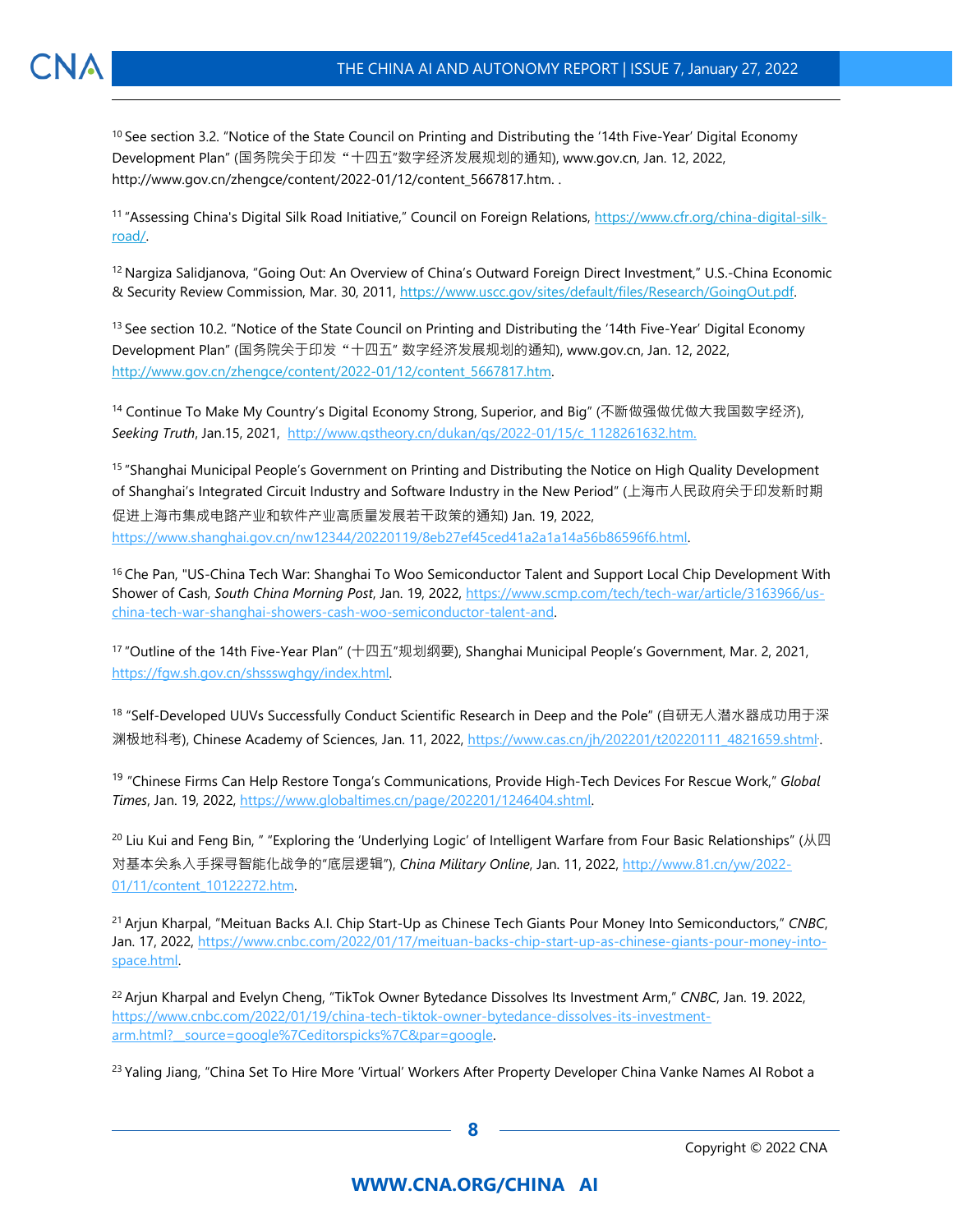[10] See section 3.2. "Notice of the State Council on Printing and Distributing the '14th Five-Year' Digital Economy Development Plan" (国务院关于印发"十四五"数字经济发展规划的通知), www.gov.cn, Jan. 12, 2022, http://www.gov.cn/zhengce/content/2022-01/12/content_5667817.htm. .

[11] "Assessing China's Digital Silk Road Initiative," Council on Foreign Relations, https://www.cfr.org/china-digital-silk-road/.

[12] Nargiza Salidjanova, "Going Out: An Overview of China's Outward Foreign Direct Investment," U.S.-China Economic & Security Review Commission, Mar. 30, 2011, https://www.uscc.gov/sites/default/files/Research/GoingOut.pdf.

[13] See section 10.2. "Notice of the State Council on Printing and Distributing the '14th Five-Year' Digital Economy Development Plan" (国务院关于印发"十四五" 数字经济发展规划的通知), www.gov.cn, Jan. 12, 2022, http://www.gov.cn/zhengce/content/2022-01/12/content_5667817.htm.

[14] Continue To Make My Country's Digital Economy Strong, Superior, and Big" (不断做强做优做大我国数字经济), *Seeking Truth*, Jan.15, 2021, http://www.qstheory.cn/dukan/qs/2022-01/15/c_1128261632.htm.

[15] "Shanghai Municipal People's Government on Printing and Distributing the Notice on High Quality Development of Shanghai's Integrated Circuit Industry and Software Industry in the New Period" (上海市人民政府关于印发新时期促进上海市集成电路产业和软件产业高质量发展若干政策的通知) Jan. 19, 2022, https://www.shanghai.gov.cn/nw12344/20220119/8eb27ef45ced41a2a1a14a56b86596f6.html.

[16] Che Pan, "US-China Tech War: Shanghai To Woo Semiconductor Talent and Support Local Chip Development With Shower of Cash, *South China Morning Post*, Jan. 19, 2022, https://www.scmp.com/tech/tech-war/article/3163966/us-china-tech-war-shanghai-showers-cash-woo-semiconductor-talent-and.

[17] "Outline of the 14th Five-Year Plan" (十四五"规划纲要), Shanghai Municipal People's Government, Mar. 2, 2021, https://fgw.sh.gov.cn/shssswghgy/index.html.

[18] "Self-Developed UUVs Successfully Conduct Scientific Research in Deep and the Pole" (自研无人潜水器成功用于深渊极地科考), Chinese Academy of Sciences, Jan. 11, 2022, https://www.cas.cn/jh/202201/t20220111_4821659.shtml.

[19] "Chinese Firms Can Help Restore Tonga's Communications, Provide High-Tech Devices For Rescue Work," *Global Times*, Jan. 19, 2022, https://www.globaltimes.cn/page/202201/1246404.shtml.

[20] Liu Kui and Feng Bin, " "Exploring the 'Underlying Logic' of Intelligent Warfare from Four Basic Relationships" (从四对基本关系入手探寻智能化战争的"底层逻辑"), *China Military Online*, Jan. 11, 2022, http://www.81.cn/yw/2022-01/11/content_10122272.htm.

[21] Arjun Kharpal, "Meituan Backs A.I. Chip Start-Up as Chinese Tech Giants Pour Money Into Semiconductors," *CNBC*, Jan. 17, 2022, https://www.cnbc.com/2022/01/17/meituan-backs-chip-start-up-as-chinese-giants-pour-money-into-space.html.

[22] Arjun Kharpal and Evelyn Cheng, "TikTok Owner Bytedance Dissolves Its Investment Arm," *CNBC*, Jan. 19. 2022, https://www.cnbc.com/2022/01/19/china-tech-tiktok-owner-bytedance-dissolves-its-investment-arm.html?__source=google%7Ceditorspicks%7C&par=google.

[23] Yaling Jiang, "China Set To Hire More 'Virtual' Workers After Property Developer China Vanke Names AI Robot a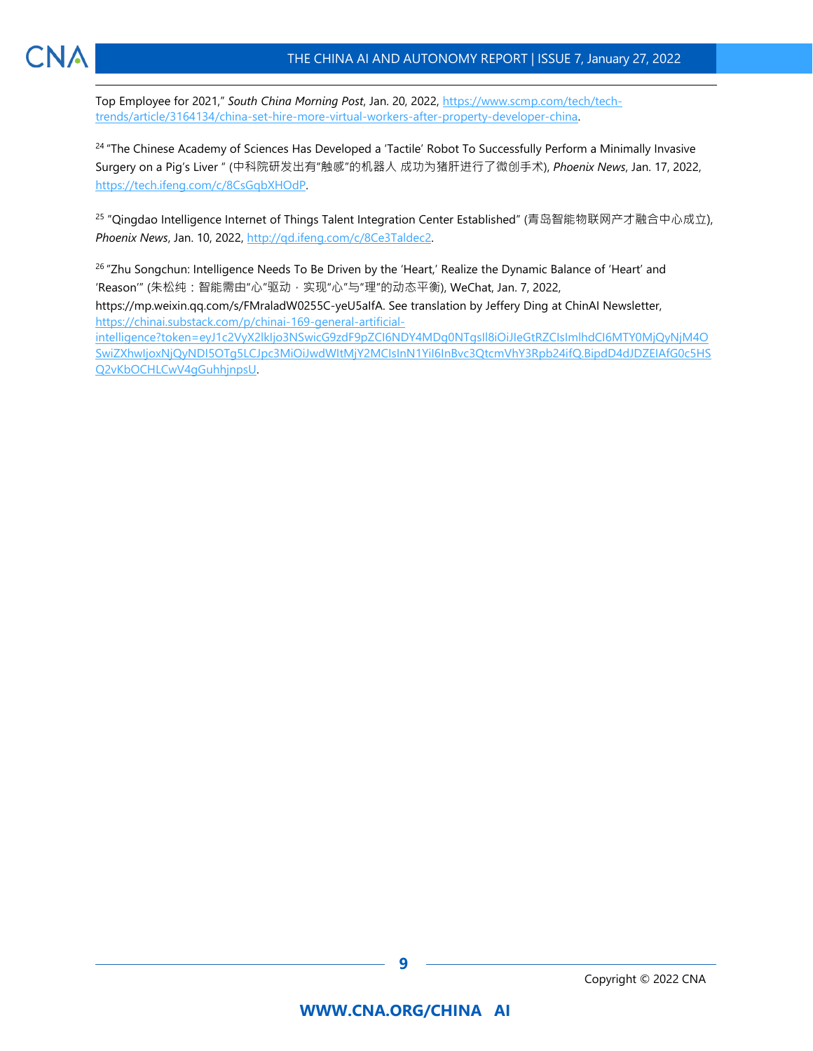Top Employee for 2021," *South China Morning Post*, Jan. 20, 2022, https://www.scmp.com/tech/tech-trends/article/3164134/china-set-hire-more-virtual-workers-after-property-developer-china.

[24] "The Chinese Academy of Sciences Has Developed a 'Tactile' Robot To Successfully Perform a Minimally Invasive Surgery on a Pig's Liver " (中科院研发出有"触感"的机器人 成功为猪肝进行了微创手术), *Phoenix News*, Jan. 17, 2022, https://tech.ifeng.com/c/8CsGqbXHOdP.

[25] "Qingdao Intelligence Internet of Things Talent Integration Center Established" (青岛智能物联网产才融合中心成立), *Phoenix News*, Jan. 10, 2022, http://qd.ifeng.com/c/8Ce3Taldec2.

[26] "Zhu Songchun: Intelligence Needs To Be Driven by the 'Heart,' Realize the Dynamic Balance of 'Heart' and 'Reason'" (朱松纯：智能需由"心"驱动，实现"心"与"理"的动态平衡), WeChat, Jan. 7, 2022, https://mp.weixin.qq.com/s/FMraladW0255C-yeU5alfA. See translation by Jeffery Ding at ChinAI Newsletter, https://chinai.substack.com/p/chinai-169-general-artificial-intelligence?token=eyJ1c2VyX2lkIjo3NSwicG9zdF9pZCI6NDY4MDg0NTgsIl8iOiJleGtRZCIsImlhdCI6MTY0MjQyNjM4OSwiZXhwIjoxNjQyNDI5OTg5LCJpc3MiOiJwdWItMjY2MCIsInN1YiI6InBvc3QtcmVhY3Rpb24ifQ.BipdD4dJDZEIAfG0c5HSQ2vKbOCHLCwV4gGuhhjnpsU.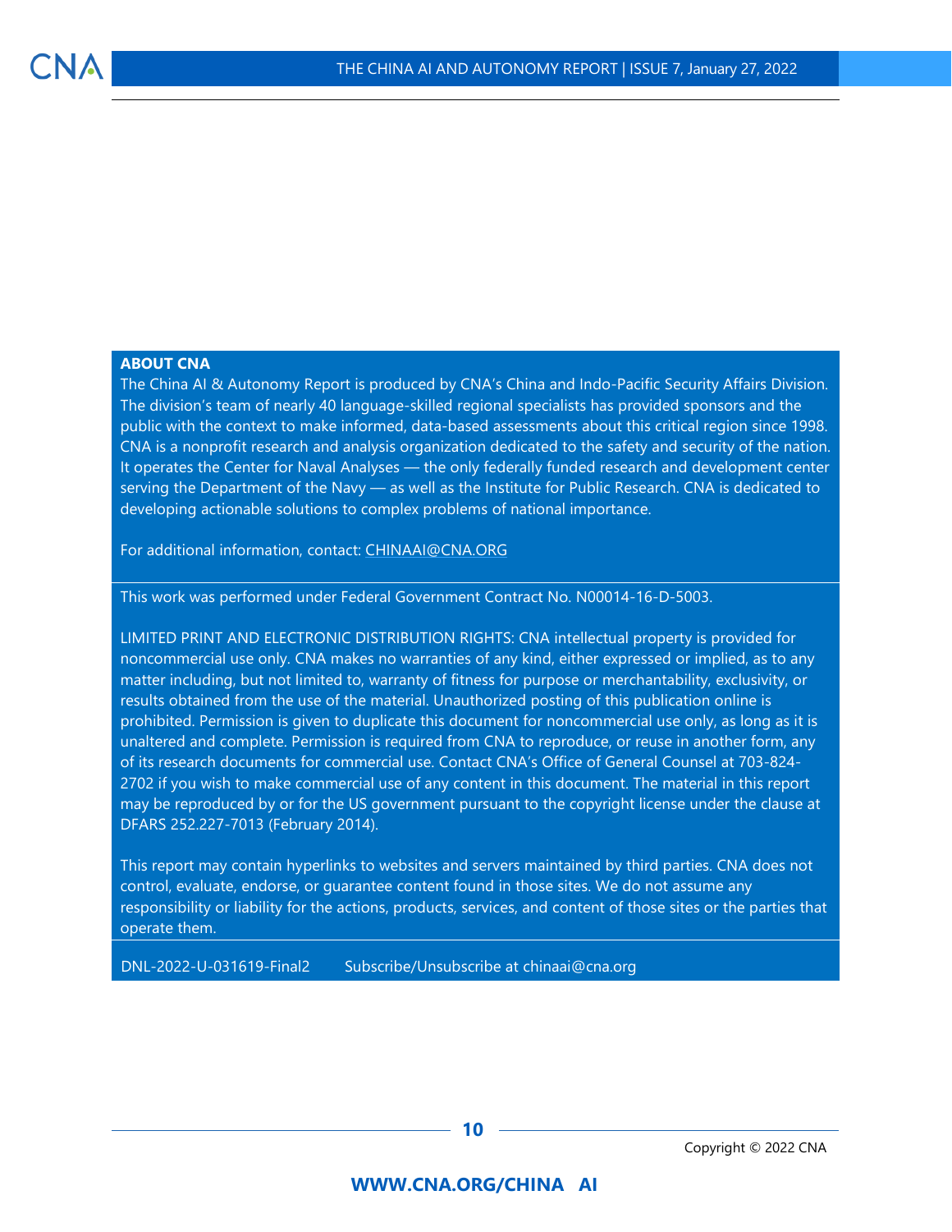**ABOUT CNA**

The China AI & Autonomy Report is produced by CNA's China and Indo-Pacific Security Affairs Division. The division's team of nearly 40 language-skilled regional specialists has provided sponsors and the public with the context to make informed, data-based assessments about this critical region since 1998. CNA is a nonprofit research and analysis organization dedicated to the safety and security of the nation. It operates the Center for Naval Analyses — the only federally funded research and development center serving the Department of the Navy — as well as the Institute for Public Research. CNA is dedicated to developing actionable solutions to complex problems of national importance.

For additional information, contact: CHINAAI@CNA.ORG

This work was performed under Federal Government Contract No. N00014-16-D-5003.

LIMITED PRINT AND ELECTRONIC DISTRIBUTION RIGHTS: CNA intellectual property is provided for noncommercial use only. CNA makes no warranties of any kind, either expressed or implied, as to any matter including, but not limited to, warranty of fitness for purpose or merchantability, exclusivity, or results obtained from the use of the material. Unauthorized posting of this publication online is prohibited. Permission is given to duplicate this document for noncommercial use only, as long as it is unaltered and complete. Permission is required from CNA to reproduce, or reuse in another form, any of its research documents for commercial use. Contact CNA's Office of General Counsel at 703-824-2702 if you wish to make commercial use of any content in this document. The material in this report may be reproduced by or for the US government pursuant to the copyright license under the clause at DFARS 252.227-7013 (February 2014).

This report may contain hyperlinks to websites and servers maintained by third parties. CNA does not control, evaluate, endorse, or guarantee content found in those sites. We do not assume any responsibility or liability for the actions, products, services, and content of those sites or the parties that operate them.

DNL-2022-U-031619-Final2 Subscribe/Unsubscribe at chinaai@cna.org

Copyright © 2022 CNA